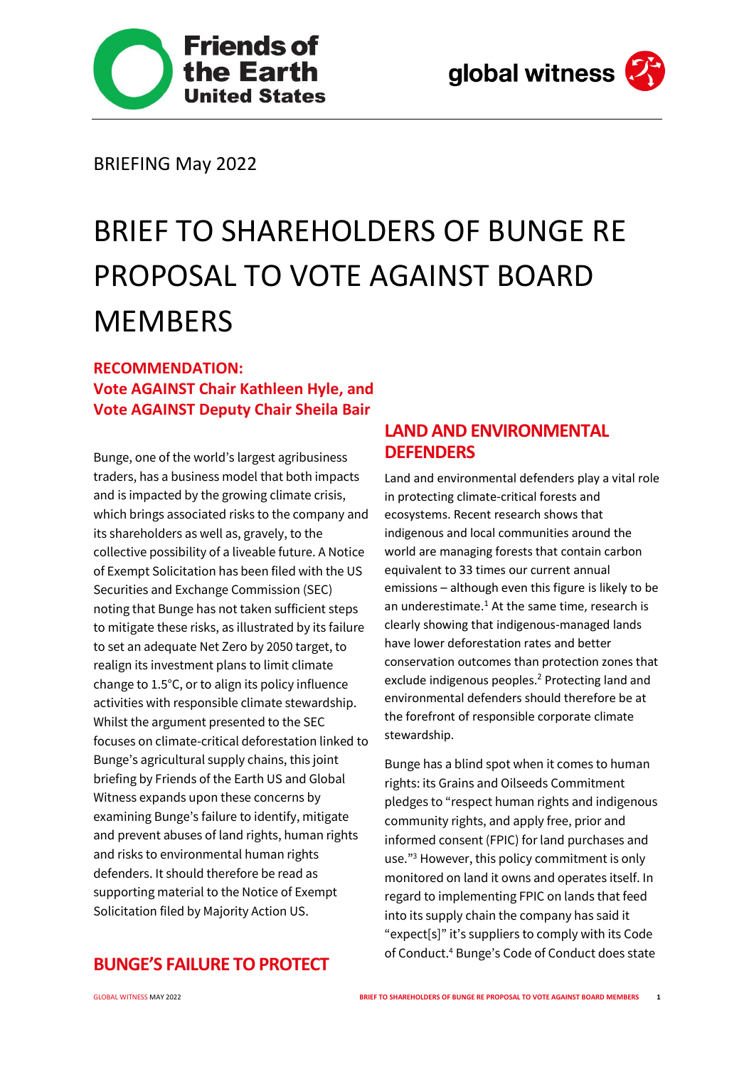BRIEFING May 2022

# BRIEF TO SHAREHOLDERS OF BUNGE RE PROPOSAL TO VOTE AGAINST BOARD MEMBERS

**RECOMMENDATION:**
**Vote AGAINST Chair Kathleen Hyle, and Vote AGAINST Deputy Chair Sheila Bair**

Bunge, one of the world's largest agribusiness traders, has a business model that both impacts and is impacted by the growing climate crisis, which brings associated risks to the company and its shareholders as well as, gravely, to the collective possibility of a liveable future. A Notice of Exempt Solicitation has been filed with the US Securities and Exchange Commission (SEC) noting that Bunge has not taken sufficient steps to mitigate these risks, as illustrated by its failure to set an adequate Net Zero by 2050 target, to realign its investment plans to limit climate change to 1.5°C, or to align its policy influence activities with responsible climate stewardship. Whilst the argument presented to the SEC focuses on climate-critical deforestation linked to Bunge's agricultural supply chains, this joint briefing by Friends of the Earth US and Global Witness expands upon these concerns by examining Bunge's failure to identify, mitigate and prevent abuses of land rights, human rights and risks to environmental human rights defenders. It should therefore be read as supporting material to the Notice of Exempt Solicitation filed by Majority Action US.

## BUNGE'S FAILURE TO PROTECT LAND AND ENVIRONMENTAL DEFENDERS

Land and environmental defenders play a vital role in protecting climate-critical forests and ecosystems. Recent research shows that indigenous and local communities around the world are managing forests that contain carbon equivalent to 33 times our current annual emissions – although even this figure is likely to be an underestimate.[1] At the same time, research is clearly showing that indigenous-managed lands have lower deforestation rates and better conservation outcomes than protection zones that exclude indigenous peoples.[2] Protecting land and environmental defenders should therefore be at the forefront of responsible corporate climate stewardship.

Bunge has a blind spot when it comes to human rights: its Grains and Oilseeds Commitment pledges to "respect human rights and indigenous community rights, and apply free, prior and informed consent (FPIC) for land purchases and use."[3] However, this policy commitment is only monitored on land it owns and operates itself. In regard to implementing FPIC on lands that feed into its supply chain the company has said it "expect[s]" it's suppliers to comply with its Code of Conduct.[4] Bunge's Code of Conduct does state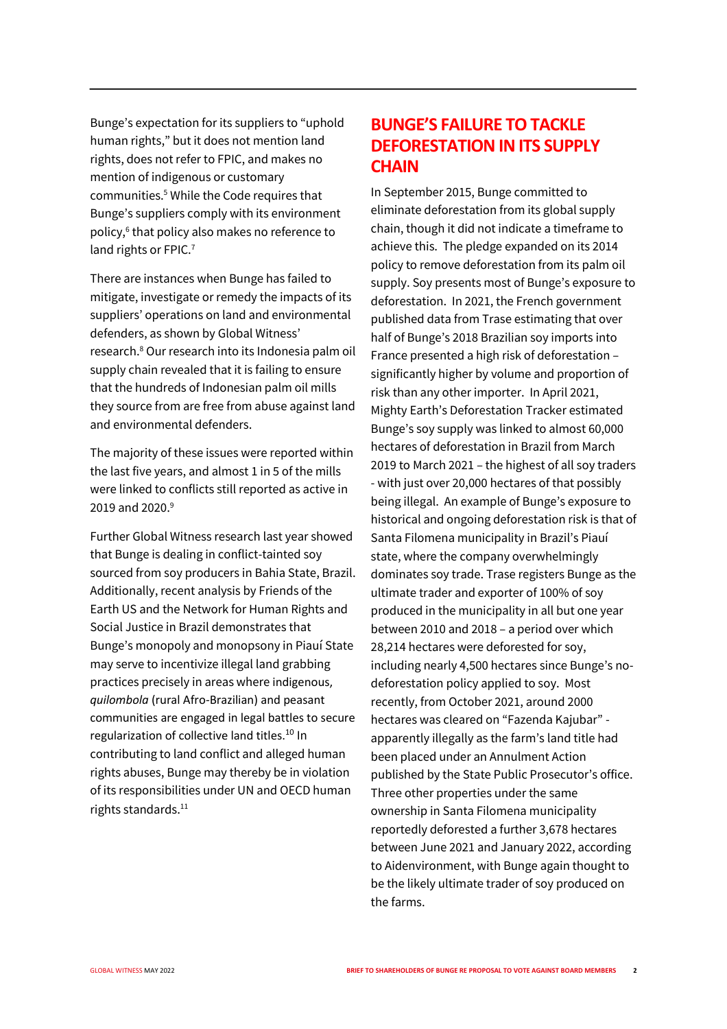Bunge's expectation for its suppliers to "uphold human rights," but it does not mention land rights, does not refer to FPIC, and makes no mention of indigenous or customary communities.[5] While the Code requires that Bunge's suppliers comply with its environment policy,[6] that policy also makes no reference to land rights or FPIC.[7]

There are instances when Bunge has failed to mitigate, investigate or remedy the impacts of its suppliers' operations on land and environmental defenders, as shown by Global Witness' research.[8] Our research into its Indonesia palm oil supply chain revealed that it is failing to ensure that the hundreds of Indonesian palm oil mills they source from are free from abuse against land and environmental defenders.

The majority of these issues were reported within the last five years, and almost 1 in 5 of the mills were linked to conflicts still reported as active in 2019 and 2020.[9]

Further Global Witness research last year showed that Bunge is dealing in conflict-tainted soy sourced from soy producers in Bahia State, Brazil. Additionally, recent analysis by Friends of the Earth US and the Network for Human Rights and Social Justice in Brazil demonstrates that Bunge's monopoly and monopsony in Piauí State may serve to incentivize illegal land grabbing practices precisely in areas where indigenous, *quilombola* (rural Afro-Brazilian) and peasant communities are engaged in legal battles to secure regularization of collective land titles.[10] In contributing to land conflict and alleged human rights abuses, Bunge may thereby be in violation of its responsibilities under UN and OECD human rights standards.[11]

## BUNGE'S FAILURE TO TACKLE DEFORESTATION IN ITS SUPPLY CHAIN

In September 2015, Bunge committed to eliminate deforestation from its global supply chain, though it did not indicate a timeframe to achieve this. The pledge expanded on its 2014 policy to remove deforestation from its palm oil supply. Soy presents most of Bunge's exposure to deforestation. In 2021, the French government published data from Trase estimating that over half of Bunge's 2018 Brazilian soy imports into France presented a high risk of deforestation – significantly higher by volume and proportion of risk than any other importer. In April 2021, Mighty Earth's Deforestation Tracker estimated Bunge's soy supply was linked to almost 60,000 hectares of deforestation in Brazil from March 2019 to March 2021 – the highest of all soy traders - with just over 20,000 hectares of that possibly being illegal. An example of Bunge's exposure to historical and ongoing deforestation risk is that of Santa Filomena municipality in Brazil's Piauí state, where the company overwhelmingly dominates soy trade. Trase registers Bunge as the ultimate trader and exporter of 100% of soy produced in the municipality in all but one year between 2010 and 2018 – a period over which 28,214 hectares were deforested for soy, including nearly 4,500 hectares since Bunge's no-deforestation policy applied to soy. Most recently, from October 2021, around 2000 hectares was cleared on "Fazenda Kajubar" - apparently illegally as the farm's land title had been placed under an Annulment Action published by the State Public Prosecutor's office. Three other properties under the same ownership in Santa Filomena municipality reportedly deforested a further 3,678 hectares between June 2021 and January 2022, according to Aidenvironment, with Bunge again thought to be the likely ultimate trader of soy produced on the farms.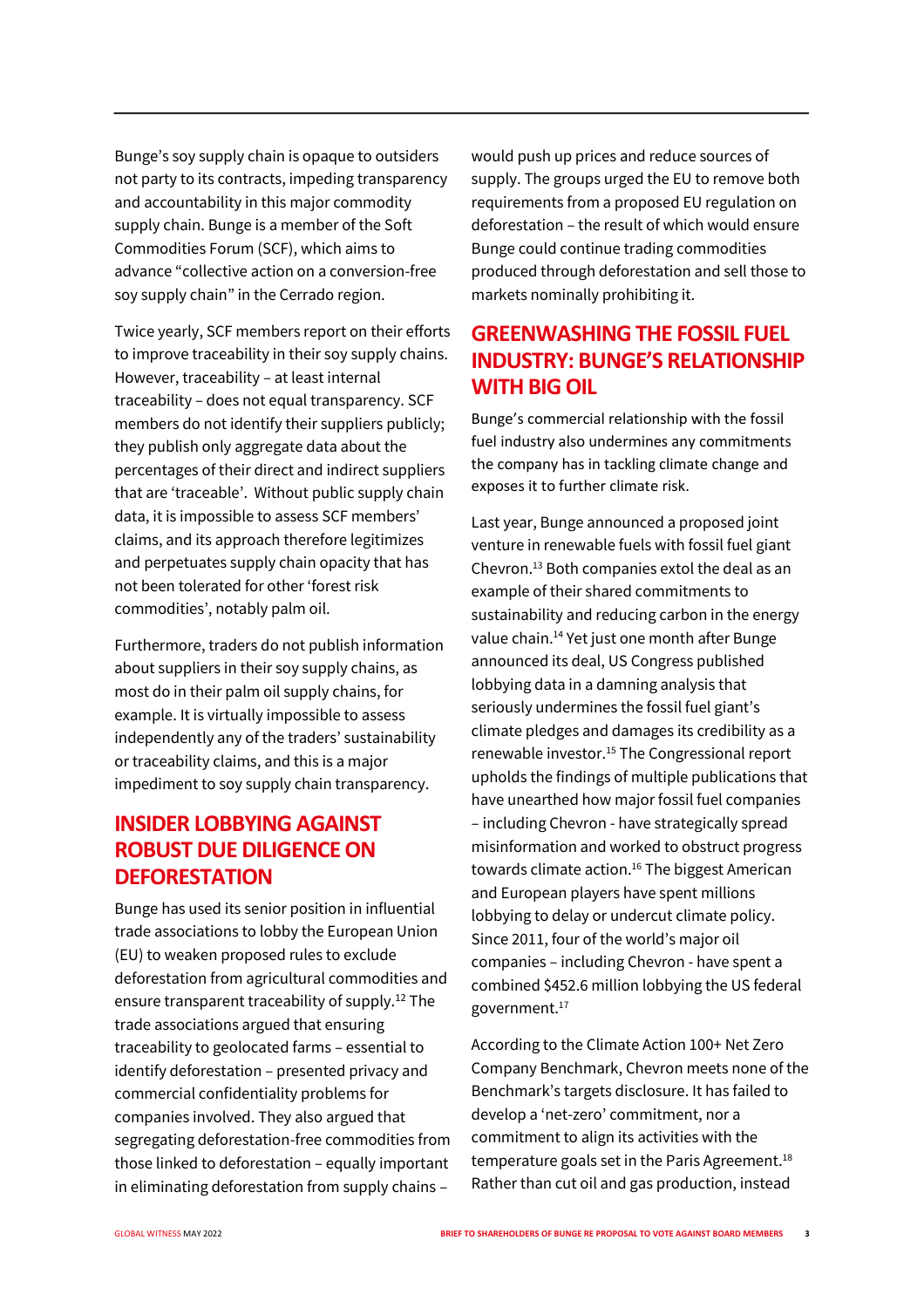Bunge's soy supply chain is opaque to outsiders not party to its contracts, impeding transparency and accountability in this major commodity supply chain. Bunge is a member of the Soft Commodities Forum (SCF), which aims to advance "collective action on a conversion-free soy supply chain" in the Cerrado region.

Twice yearly, SCF members report on their efforts to improve traceability in their soy supply chains. However, traceability – at least internal traceability – does not equal transparency. SCF members do not identify their suppliers publicly; they publish only aggregate data about the percentages of their direct and indirect suppliers that are 'traceable'. Without public supply chain data, it is impossible to assess SCF members' claims, and its approach therefore legitimizes and perpetuates supply chain opacity that has not been tolerated for other 'forest risk commodities', notably palm oil.

Furthermore, traders do not publish information about suppliers in their soy supply chains, as most do in their palm oil supply chains, for example. It is virtually impossible to assess independently any of the traders' sustainability or traceability claims, and this is a major impediment to soy supply chain transparency.

## INSIDER LOBBYING AGAINST ROBUST DUE DILIGENCE ON DEFORESTATION

Bunge has used its senior position in influential trade associations to lobby the European Union (EU) to weaken proposed rules to exclude deforestation from agricultural commodities and ensure transparent traceability of supply.[12] The trade associations argued that ensuring traceability to geolocated farms – essential to identify deforestation – presented privacy and commercial confidentiality problems for companies involved. They also argued that segregating deforestation-free commodities from those linked to deforestation – equally important in eliminating deforestation from supply chains – would push up prices and reduce sources of supply. The groups urged the EU to remove both requirements from a proposed EU regulation on deforestation – the result of which would ensure Bunge could continue trading commodities produced through deforestation and sell those to markets nominally prohibiting it.

## GREENWASHING THE FOSSIL FUEL INDUSTRY: BUNGE'S RELATIONSHIP WITH BIG OIL

Bunge's commercial relationship with the fossil fuel industry also undermines any commitments the company has in tackling climate change and exposes it to further climate risk.

Last year, Bunge announced a proposed joint venture in renewable fuels with fossil fuel giant Chevron.[13] Both companies extol the deal as an example of their shared commitments to sustainability and reducing carbon in the energy value chain.[14] Yet just one month after Bunge announced its deal, US Congress published lobbying data in a damning analysis that seriously undermines the fossil fuel giant's climate pledges and damages its credibility as a renewable investor.[15] The Congressional report upholds the findings of multiple publications that have unearthed how major fossil fuel companies – including Chevron - have strategically spread misinformation and worked to obstruct progress towards climate action.[16] The biggest American and European players have spent millions lobbying to delay or undercut climate policy. Since 2011, four of the world's major oil companies – including Chevron - have spent a combined $452.6 million lobbying the US federal government.[17]

According to the Climate Action 100+ Net Zero Company Benchmark, Chevron meets none of the Benchmark's targets disclosure. It has failed to develop a 'net-zero' commitment, nor a commitment to align its activities with the temperature goals set in the Paris Agreement.[18] Rather than cut oil and gas production, instead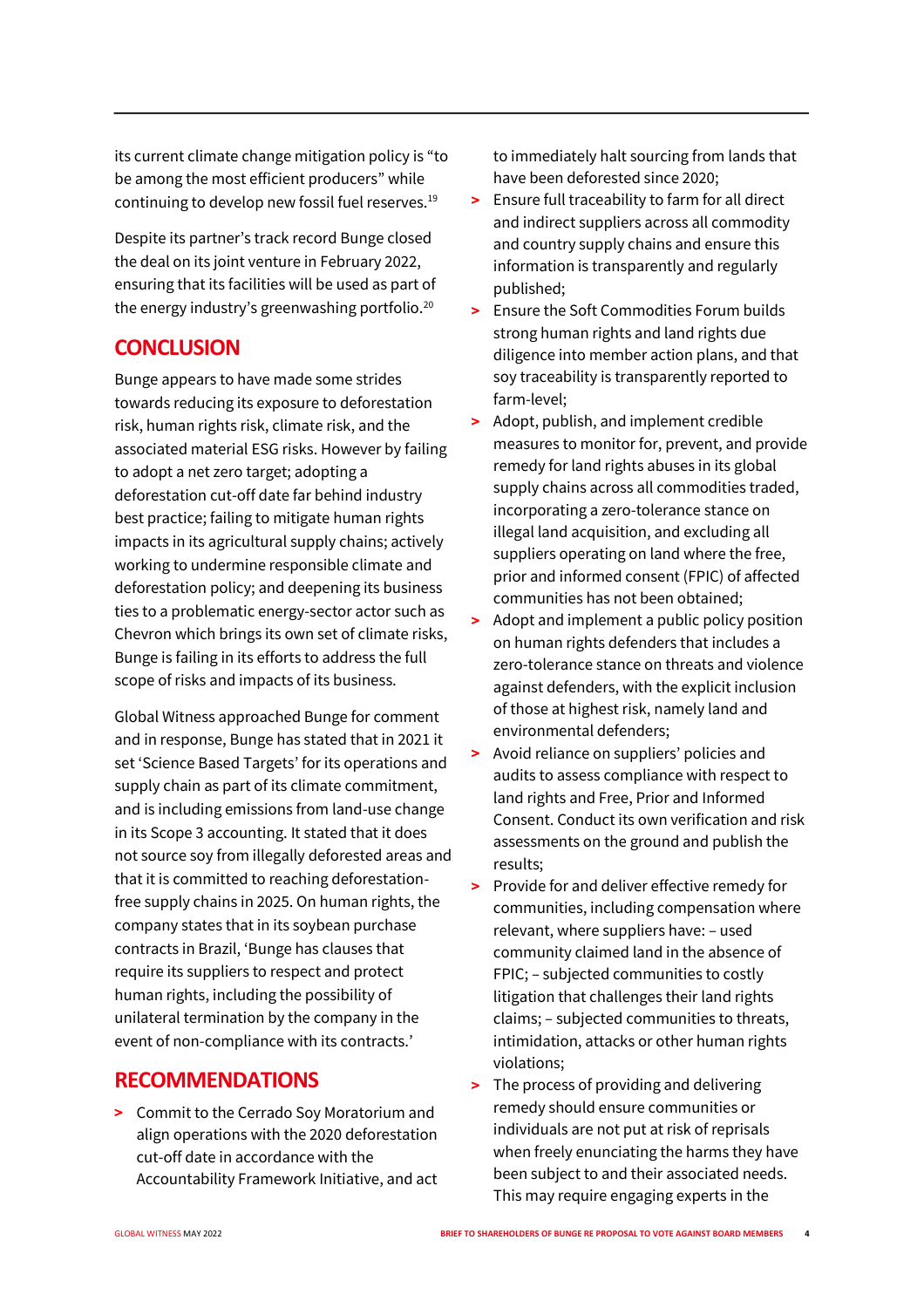its current climate change mitigation policy is "to be among the most efficient producers" while continuing to develop new fossil fuel reserves.[19]

Despite its partner's track record Bunge closed the deal on its joint venture in February 2022, ensuring that its facilities will be used as part of the energy industry's greenwashing portfolio.[20]

## CONCLUSION

Bunge appears to have made some strides towards reducing its exposure to deforestation risk, human rights risk, climate risk, and the associated material ESG risks. However by failing to adopt a net zero target; adopting a deforestation cut-off date far behind industry best practice; failing to mitigate human rights impacts in its agricultural supply chains; actively working to undermine responsible climate and deforestation policy; and deepening its business ties to a problematic energy-sector actor such as Chevron which brings its own set of climate risks, Bunge is failing in its efforts to address the full scope of risks and impacts of its business.

Global Witness approached Bunge for comment and in response, Bunge has stated that in 2021 it set 'Science Based Targets' for its operations and supply chain as part of its climate commitment, and is including emissions from land-use change in its Scope 3 accounting. It stated that it does not source soy from illegally deforested areas and that it is committed to reaching deforestation-free supply chains in 2025. On human rights, the company states that in its soybean purchase contracts in Brazil, 'Bunge has clauses that require its suppliers to respect and protect human rights, including the possibility of unilateral termination by the company in the event of non-compliance with its contracts.'

## RECOMMENDATIONS

- Commit to the Cerrado Soy Moratorium and align operations with the 2020 deforestation cut-off date in accordance with the Accountability Framework Initiative, and act to immediately halt sourcing from lands that have been deforested since 2020;
- Ensure full traceability to farm for all direct and indirect suppliers across all commodity and country supply chains and ensure this information is transparently and regularly published;
- Ensure the Soft Commodities Forum builds strong human rights and land rights due diligence into member action plans, and that soy traceability is transparently reported to farm-level;
- Adopt, publish, and implement credible measures to monitor for, prevent, and provide remedy for land rights abuses in its global supply chains across all commodities traded, incorporating a zero-tolerance stance on illegal land acquisition, and excluding all suppliers operating on land where the free, prior and informed consent (FPIC) of affected communities has not been obtained;
- Adopt and implement a public policy position on human rights defenders that includes a zero-tolerance stance on threats and violence against defenders, with the explicit inclusion of those at highest risk, namely land and environmental defenders;
- Avoid reliance on suppliers' policies and audits to assess compliance with respect to land rights and Free, Prior and Informed Consent. Conduct its own verification and risk assessments on the ground and publish the results;
- Provide for and deliver effective remedy for communities, including compensation where relevant, where suppliers have: – used community claimed land in the absence of FPIC; – subjected communities to costly litigation that challenges their land rights claims; – subjected communities to threats, intimidation, attacks or other human rights violations;
- The process of providing and delivering remedy should ensure communities or individuals are not put at risk of reprisals when freely enunciating the harms they have been subject to and their associated needs. This may require engaging experts in the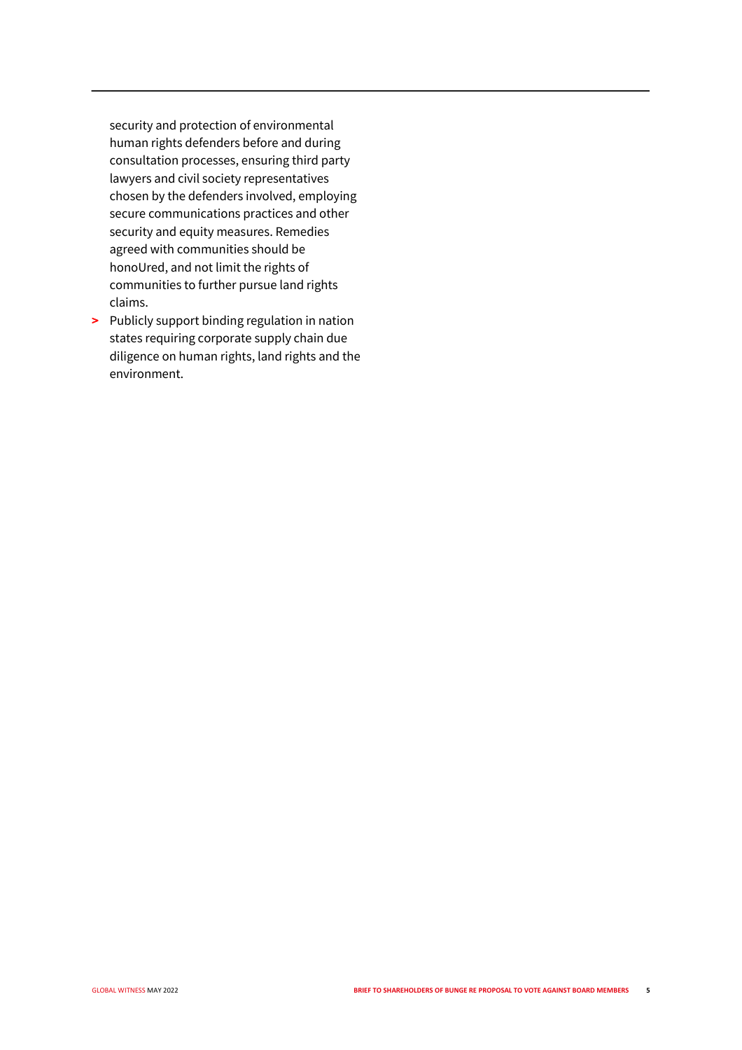security and protection of environmental human rights defenders before and during consultation processes, ensuring third party lawyers and civil society representatives chosen by the defenders involved, employing secure communications practices and other security and equity measures. Remedies agreed with communities should be honoUred, and not limit the rights of communities to further pursue land rights claims.

- Publicly support binding regulation in nation states requiring corporate supply chain due diligence on human rights, land rights and the environment.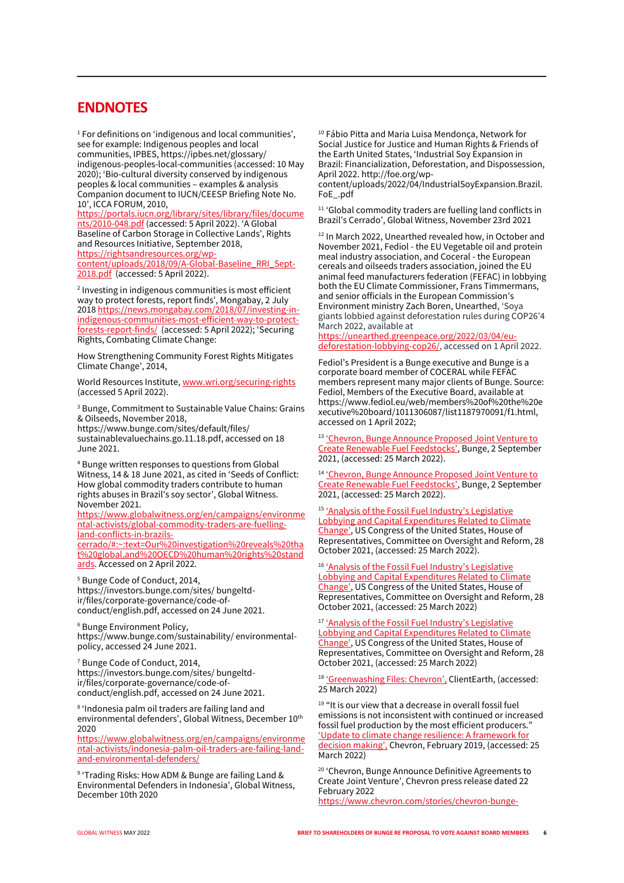## ENDNOTES

[1] For definitions on 'indigenous and local communities', see for example: Indigenous peoples and local communities, IPBES, https://ipbes.net/glossary/indigenous-peoples-local-communities (accessed: 10 May 2020); 'Bio-cultural diversity conserved by indigenous peoples & local communities – examples & analysis Companion document to IUCN/CEESP Briefing Note No. 10', ICCA FORUM, 2010, https://portals.iucn.org/library/sites/library/files/documents/2010-048.pdf (accessed: 5 April 2022). 'A Global Baseline of Carbon Storage in Collective Lands', Rights and Resources Initiative, September 2018, https://rightsandresources.org/wp-content/uploads/2018/09/A-Global-Baseline_RRI_Sept-2018.pdf (accessed: 5 April 2022).

[2] Investing in indigenous communities is most efficient way to protect forests, report finds', Mongabay, 2 July 2018 https://news.mongabay.com/2018/07/investing-in-indigenous-communities-most-efficient-way-to-protect-forests-report-finds/ (accessed: 5 April 2022); 'Securing Rights, Combating Climate Change:

How Strengthening Community Forest Rights Mitigates Climate Change', 2014,

World Resources Institute, www.wri.org/securing-rights (accessed 5 April 2022).

[3] Bunge, Commitment to Sustainable Value Chains: Grains & Oilseeds, November 2018, https://www.bunge.com/sites/default/files/sustainablevaluechains.go.11.18.pdf, accessed on 18 June 2021.

[4] Bunge written responses to questions from Global Witness, 14 & 18 June 2021, as cited in 'Seeds of Conflict: How global commodity traders contribute to human rights abuses in Brazil's soy sector', Global Witness. November 2021. https://www.globalwitness.org/en/campaigns/environmental-activists/global-commodity-traders-are-fuelling-land-conflicts-in-brazils-cerrado/#:~:text=Our%20investigation%20reveals%20that%20global,and%20OECD%20human%20rights%20standards. Accessed on 2 April 2022.

[5] Bunge Code of Conduct, 2014, https://investors.bunge.com/sites/ bungeltd-ir/files/corporate-governance/code-of-conduct/english.pdf, accessed on 24 June 2021.

[6] Bunge Environment Policy, https://www.bunge.com/sustainability/ environmental-policy, accessed 24 June 2021.

[7] Bunge Code of Conduct, 2014, https://investors.bunge.com/sites/ bungeltd-ir/files/corporate-governance/code-of-conduct/english.pdf, accessed on 24 June 2021.

[8] 'Indonesia palm oil traders are failing land and environmental defenders', Global Witness, December 10th 2020 https://www.globalwitness.org/en/campaigns/environmental-activists/indonesia-palm-oil-traders-are-failing-land-and-environmental-defenders/

[9] 'Trading Risks: How ADM & Bunge are failing Land & Environmental Defenders in Indonesia', Global Witness, December 10th 2020

[10] Fábio Pitta and Maria Luisa Mendonça, Network for Social Justice for Justice and Human Rights & Friends of the Earth United States, 'Industrial Soy Expansion in Brazil: Financialization, Deforestation, and Dispossession, April 2022. http://foe.org/wp-content/uploads/2022/04/IndustrialSoyExpansion.Brazil.FoE_.pdf

[11] 'Global commodity traders are fuelling land conflicts in Brazil's Cerrado', Global Witness, November 23rd 2021

[12] In March 2022, Unearthed revealed how, in October and November 2021, Fediol - the EU Vegetable oil and protein meal industry association, and Coceral - the European cereals and oilseeds traders association, joined the EU animal feed manufacturers federation (FEFAC) in lobbying both the EU Climate Commissioner, Frans Timmermans, and senior officials in the European Commission's Environment ministry Zach Boren, Unearthed, 'Soya giants lobbied against deforestation rules during COP26'4 March 2022, available at https://unearthed.greenpeace.org/2022/03/04/eu-deforestation-lobbying-cop26/, accessed on 1 April 2022.

Fediol's President is a Bunge executive and Bunge is a corporate board member of COCERAL while FEFAC members represent many major clients of Bunge. Source: Fediol, Members of the Executive Board, available at https://www.fediol.eu/web/members%20of%20the%20executive%20board/1011306087/list1187970091/f1.html, accessed on 1 April 2022;

[13] 'Chevron, Bunge Announce Proposed Joint Venture to Create Renewable Fuel Feedstocks', Bunge, 2 September 2021, (accessed: 25 March 2022).

[14] 'Chevron, Bunge Announce Proposed Joint Venture to Create Renewable Fuel Feedstocks', Bunge, 2 September 2021, (accessed: 25 March 2022).

[15] 'Analysis of the Fossil Fuel Industry's Legislative Lobbying and Capital Expenditures Related to Climate Change', US Congress of the United States, House of Representatives, Committee on Oversight and Reform, 28 October 2021, (accessed: 25 March 2022).

[16] 'Analysis of the Fossil Fuel Industry's Legislative Lobbying and Capital Expenditures Related to Climate Change', US Congress of the United States, House of Representatives, Committee on Oversight and Reform, 28 October 2021, (accessed: 25 March 2022)

[17] 'Analysis of the Fossil Fuel Industry's Legislative Lobbying and Capital Expenditures Related to Climate Change', US Congress of the United States, House of Representatives, Committee on Oversight and Reform, 28 October 2021, (accessed: 25 March 2022)

[18] 'Greenwashing Files: Chevron', ClientEarth, (accessed: 25 March 2022)

[19] "It is our view that a decrease in overall fossil fuel emissions is not inconsistent with continued or increased fossil fuel production by the most efficient producers." 'Update to climate change resilience: A framework for decision making', Chevron, February 2019, (accessed: 25 March 2022)

[20] 'Chevron, Bunge Announce Definitive Agreements to Create Joint Venture', Chevron press release dated 22 February 2022 https://www.chevron.com/stories/chevron-bunge-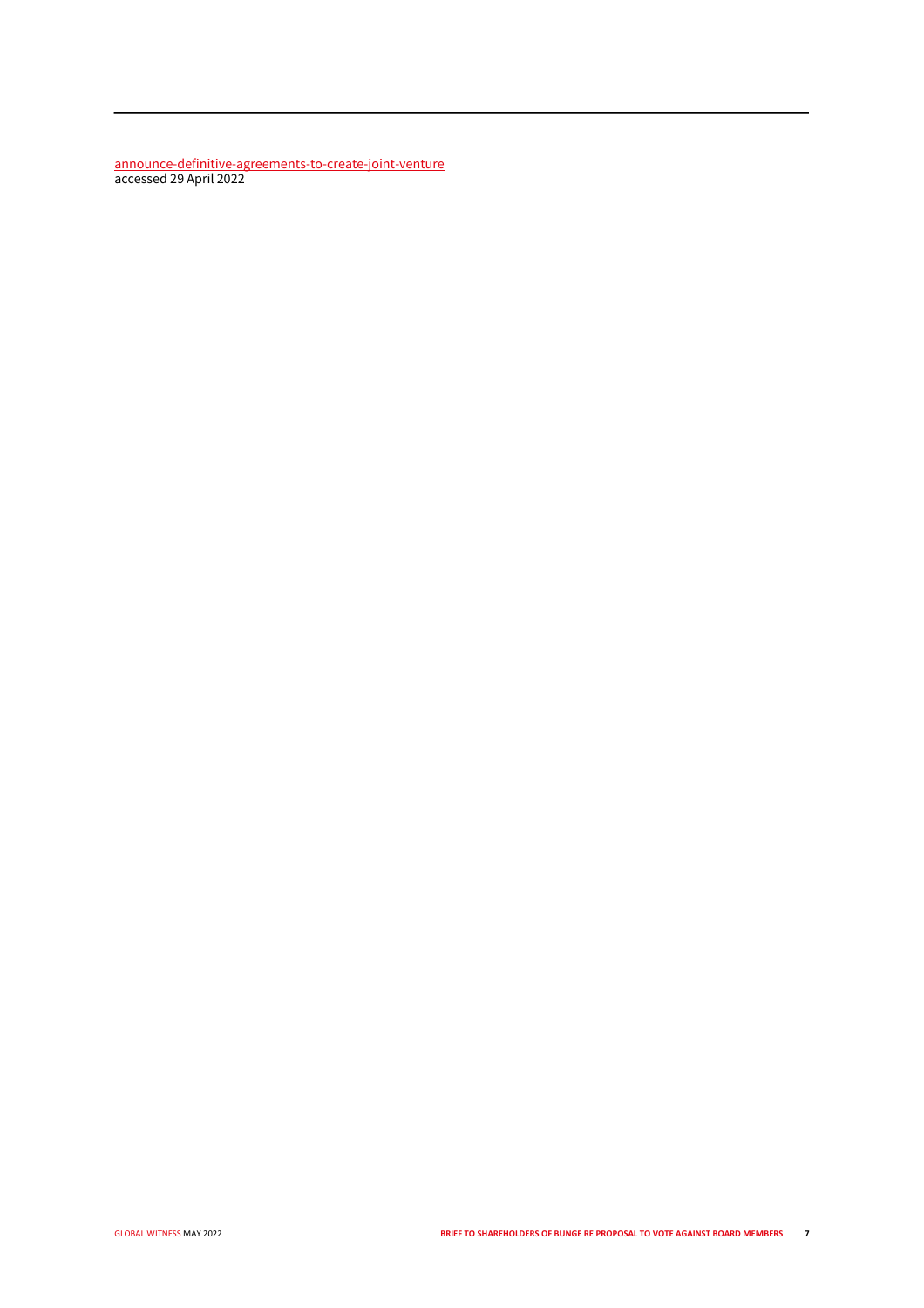announce-definitive-agreements-to-create-joint-venture
accessed 29 April 2022